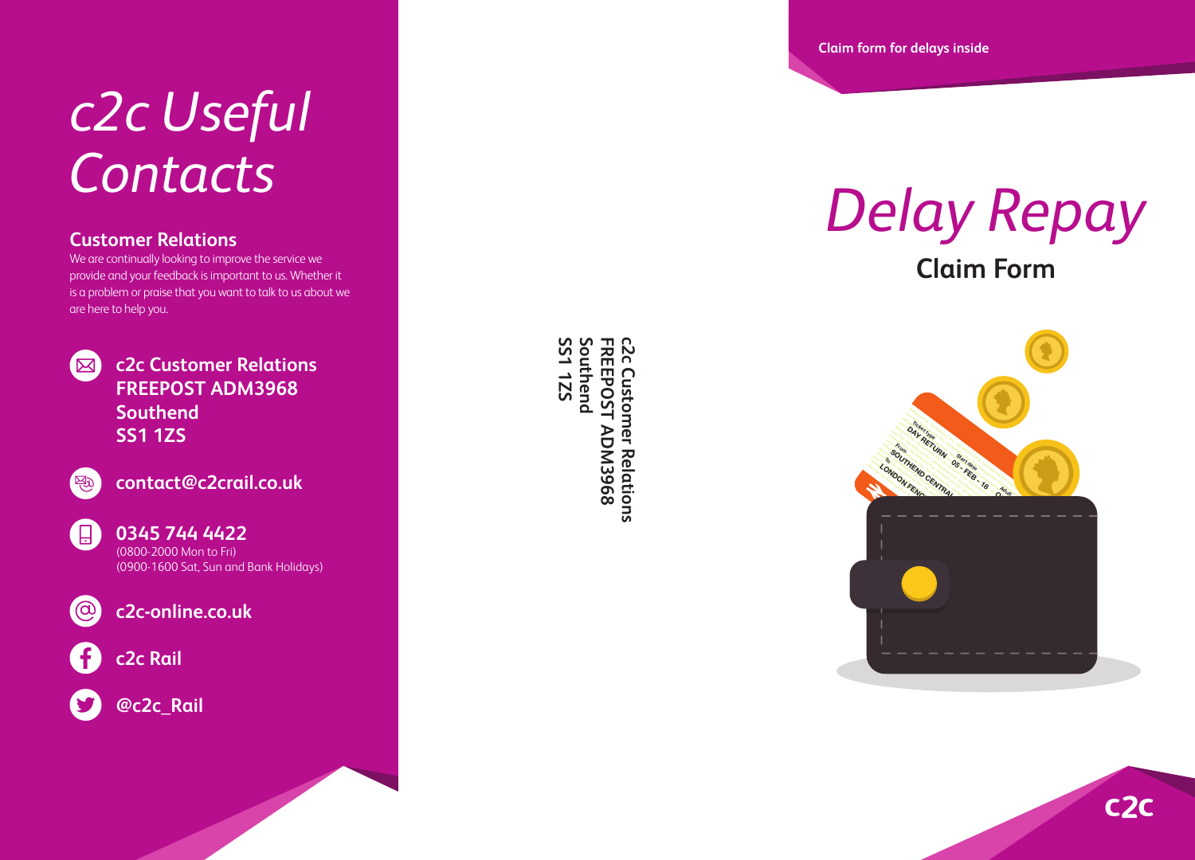# *c2c Useful Contacts*

## Customer Relations

We are continually looking to improve the service we provide and your feedback is important to us. Whether it is a problem or praise that you want to talk to us about we are here to help you.

**c2c Customer Relations**
**FREEPOST ADM3968**
**Southend**
**SS1 1ZS**

**contact@c2crail.co.uk**

**0345 744 4422**
(0800-2000 Mon to Fri)
(0900-1600 Sat, Sun and Bank Holidays)

**c2c-online.co.uk**

**c2c Rail**

**@c2c_Rail**

**c2c Customer Relations**
**FREEPOST ADM3968**
**Southend**
**SS1 1ZS**

**Claim form for delays inside**

# *Delay Repay*

## Claim Form

**c2c**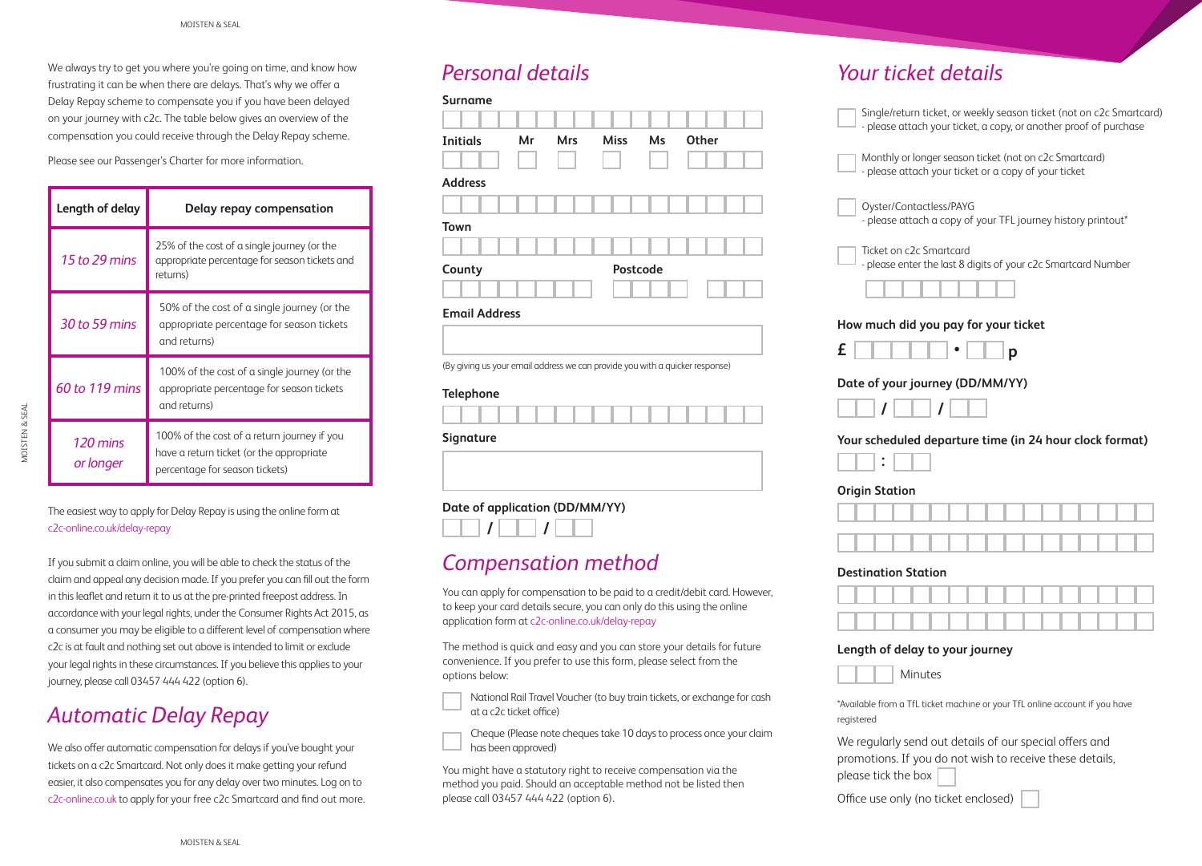We always try to get you where you're going on time, and know how frustrating it can be when there are delays. That's why we offer a Delay Repay scheme to compensate you if you have been delayed on your journey with c2c. The table below gives an overview of the compensation you could receive through the Delay Repay scheme.

Please see our Passenger's Charter for more information.

| Length of delay | Delay repay compensation |
|---|---|
| *15 to 29 mins* | 25% of the cost of a single journey (or the appropriate percentage for season tickets and returns) |
| *30 to 59 mins* | 50% of the cost of a single journey (or the appropriate percentage for season tickets and returns) |
| *60 to 119 mins* | 100% of the cost of a single journey (or the appropriate percentage for season tickets and returns) |
| *120 mins or longer* | 100% of the cost of a return journey if you have a return ticket (or the appropriate percentage for season tickets) |

The easiest way to apply for Delay Repay is using the online form at c2c-online.co.uk/delay-repay

If you submit a claim online, you will be able to check the status of the claim and appeal any decision made. If you prefer you can fill out the form in this leaflet and return it to us at the pre-printed freepost address. In accordance with your legal rights, under the Consumer Rights Act 2015, as a consumer you may be eligible to a different level of compensation where c2c is at fault and nothing set out above is intended to limit or exclude your legal rights in these circumstances. If you believe this applies to your journey, please call 03457 444 422 (option 6).

## *Automatic Delay Repay*

We also offer automatic compensation for delays if you've bought your tickets on a c2c Smartcard. Not only does it make getting your refund easier, it also compensates you for any delay over two minutes. Log on to c2c-online.co.uk to apply for your free c2c Smartcard and find out more.

## *Personal details*

**Surname**

**Initials** **Mr** **Mrs** **Miss** **Ms** **Other**

**Address**

**Town**

**County** **Postcode**

**Email Address**

(By giving us your email address we can provide you with a quicker response)

**Telephone**

**Signature**

**Date of application (DD/MM/YY)**

/ /

## *Compensation method*

You can apply for compensation to be paid to a credit/debit card. However, to keep your card details secure, you can only do this using the online application form at c2c-online.co.uk/delay-repay

The method is quick and easy and you can store your details for future convenience. If you prefer to use this form, please select from the options below:

☐ National Rail Travel Voucher (to buy train tickets, or exchange for cash at a c2c ticket office)

☐ Cheque (Please note cheques take 10 days to process once your claim has been approved)

You might have a statutory right to receive compensation via the method you paid. Should an acceptable method not be listed then please call 03457 444 422 (option 6).

## *Your ticket details*

☐ Single/return ticket, or weekly season ticket (not on c2c Smartcard) - please attach your ticket, a copy, or another proof of purchase

☐ Monthly or longer season ticket (not on c2c Smartcard) - please attach your ticket or a copy of your ticket

☐ Oyster/Contactless/PAYG - please attach a copy of your TFL journey history printout*

☐ Ticket on c2c Smartcard - please enter the last 8 digits of your c2c Smartcard Number

**How much did you pay for your ticket**

£ • p

**Date of your journey (DD/MM/YY)**

/ /

**Your scheduled departure time (in 24 hour clock format)**

:

**Origin Station**

**Destination Station**

**Length of delay to your journey**

Minutes

*Available from a TfL ticket machine or your TfL online account if you have registered

We regularly send out details of our special offers and promotions. If you do not wish to receive these details, please tick the box ☐

Office use only (no ticket enclosed) ☐